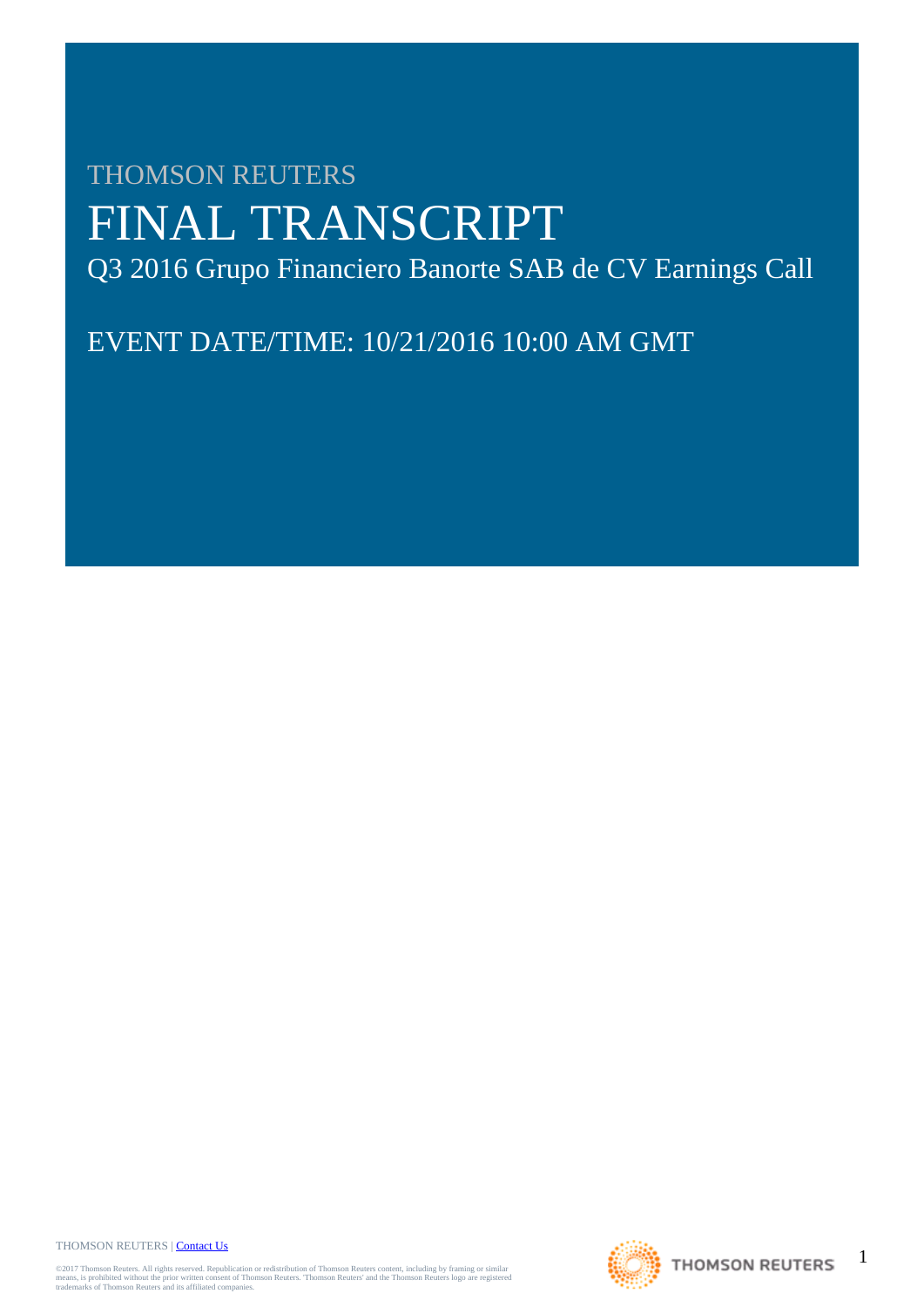THOMSON REUTERS

# FINAL TRANSCRIPT

## Q3 2016 Grupo Financiero Banorte SAB de CV Earnings Call

EVENT DATE/TIME: 10/21/2016 10:00 AM GMT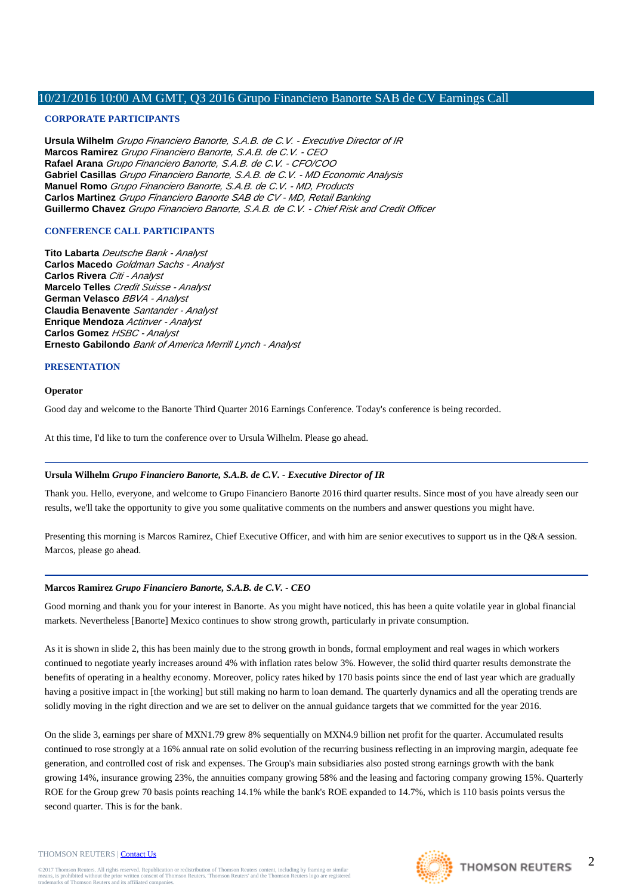## 10/21/2016 10:00 AM GMT, Q3 2016 Grupo Financiero Banorte SAB de CV Earnings Call

### CORPORATE PARTICIPANTS

**Ursula Wilhelm** *Grupo Financiero Banorte, S.A.B. de C.V. - Executive Director of IR*
**Marcos Ramirez** *Grupo Financiero Banorte, S.A.B. de C.V. - CEO*
**Rafael Arana** *Grupo Financiero Banorte, S.A.B. de C.V. - CFO/COO*
**Gabriel Casillas** *Grupo Financiero Banorte, S.A.B. de C.V. - MD Economic Analysis*
**Manuel Romo** *Grupo Financiero Banorte, S.A.B. de C.V. - MD, Products*
**Carlos Martinez** *Grupo Financiero Banorte SAB de CV - MD, Retail Banking*
**Guillermo Chavez** *Grupo Financiero Banorte, S.A.B. de C.V. - Chief Risk and Credit Officer*

### CONFERENCE CALL PARTICIPANTS

**Tito Labarta** *Deutsche Bank - Analyst*
**Carlos Macedo** *Goldman Sachs - Analyst*
**Carlos Rivera** *Citi - Analyst*
**Marcelo Telles** *Credit Suisse - Analyst*
**German Velasco** *BBVA - Analyst*
**Claudia Benavente** *Santander - Analyst*
**Enrique Mendoza** *Actinver - Analyst*
**Carlos Gomez** *HSBC - Analyst*
**Ernesto Gabilondo** *Bank of America Merrill Lynch - Analyst*

### PRESENTATION

**Operator**

Good day and welcome to the Banorte Third Quarter 2016 Earnings Conference. Today's conference is being recorded.

At this time, I'd like to turn the conference over to Ursula Wilhelm. Please go ahead.

---

**Ursula Wilhelm** *Grupo Financiero Banorte, S.A.B. de C.V. - Executive Director of IR*

Thank you. Hello, everyone, and welcome to Grupo Financiero Banorte 2016 third quarter results. Since most of you have already seen our results, we'll take the opportunity to give you some qualitative comments on the numbers and answer questions you might have.

Presenting this morning is Marcos Ramirez, Chief Executive Officer, and with him are senior executives to support us in the Q&A session. Marcos, please go ahead.

---

**Marcos Ramirez** *Grupo Financiero Banorte, S.A.B. de C.V. - CEO*

Good morning and thank you for your interest in Banorte. As you might have noticed, this has been a quite volatile year in global financial markets. Nevertheless [Banorte] Mexico continues to show strong growth, particularly in private consumption.

As it is shown in slide 2, this has been mainly due to the strong growth in bonds, formal employment and real wages in which workers continued to negotiate yearly increases around 4% with inflation rates below 3%. However, the solid third quarter results demonstrate the benefits of operating in a healthy economy. Moreover, policy rates hiked by 170 basis points since the end of last year which are gradually having a positive impact in [the working] but still making no harm to loan demand. The quarterly dynamics and all the operating trends are solidly moving in the right direction and we are set to deliver on the annual guidance targets that we committed for the year 2016.

On the slide 3, earnings per share of MXN1.79 grew 8% sequentially on MXN4.9 billion net profit for the quarter. Accumulated results continued to rose strongly at a 16% annual rate on solid evolution of the recurring business reflecting in an improving margin, adequate fee generation, and controlled cost of risk and expenses. The Group's main subsidiaries also posted strong earnings growth with the bank growing 14%, insurance growing 23%, the annuities company growing 58% and the leasing and factoring company growing 15%. Quarterly ROE for the Group grew 70 basis points reaching 14.1% while the bank's ROE expanded to 14.7%, which is 110 basis points versus the second quarter. This is for the bank.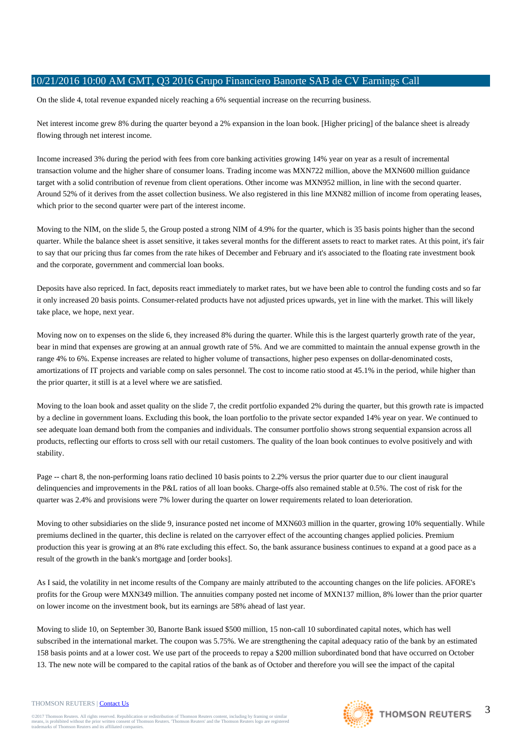On the slide 4, total revenue expanded nicely reaching a 6% sequential increase on the recurring business.

Net interest income grew 8% during the quarter beyond a 2% expansion in the loan book. [Higher pricing] of the balance sheet is already flowing through net interest income.

Income increased 3% during the period with fees from core banking activities growing 14% year on year as a result of incremental transaction volume and the higher share of consumer loans. Trading income was MXN722 million, above the MXN600 million guidance target with a solid contribution of revenue from client operations. Other income was MXN952 million, in line with the second quarter. Around 52% of it derives from the asset collection business. We also registered in this line MXN82 million of income from operating leases, which prior to the second quarter were part of the interest income.

Moving to the NIM, on the slide 5, the Group posted a strong NIM of 4.9% for the quarter, which is 35 basis points higher than the second quarter. While the balance sheet is asset sensitive, it takes several months for the different assets to react to market rates. At this point, it's fair to say that our pricing thus far comes from the rate hikes of December and February and it's associated to the floating rate investment book and the corporate, government and commercial loan books.

Deposits have also repriced. In fact, deposits react immediately to market rates, but we have been able to control the funding costs and so far it only increased 20 basis points. Consumer-related products have not adjusted prices upwards, yet in line with the market. This will likely take place, we hope, next year.

Moving now on to expenses on the slide 6, they increased 8% during the quarter. While this is the largest quarterly growth rate of the year, bear in mind that expenses are growing at an annual growth rate of 5%. And we are committed to maintain the annual expense growth in the range 4% to 6%. Expense increases are related to higher volume of transactions, higher peso expenses on dollar-denominated costs, amortizations of IT projects and variable comp on sales personnel. The cost to income ratio stood at 45.1% in the period, while higher than the prior quarter, it still is at a level where we are satisfied.

Moving to the loan book and asset quality on the slide 7, the credit portfolio expanded 2% during the quarter, but this growth rate is impacted by a decline in government loans. Excluding this book, the loan portfolio to the private sector expanded 14% year on year. We continued to see adequate loan demand both from the companies and individuals. The consumer portfolio shows strong sequential expansion across all products, reflecting our efforts to cross sell with our retail customers. The quality of the loan book continues to evolve positively and with stability.

Page -- chart 8, the non-performing loans ratio declined 10 basis points to 2.2% versus the prior quarter due to our client inaugural delinquencies and improvements in the P&L ratios of all loan books. Charge-offs also remained stable at 0.5%. The cost of risk for the quarter was 2.4% and provisions were 7% lower during the quarter on lower requirements related to loan deterioration.

Moving to other subsidiaries on the slide 9, insurance posted net income of MXN603 million in the quarter, growing 10% sequentially. While premiums declined in the quarter, this decline is related on the carryover effect of the accounting changes applied policies. Premium production this year is growing at an 8% rate excluding this effect. So, the bank assurance business continues to expand at a good pace as a result of the growth in the bank's mortgage and [order books].

As I said, the volatility in net income results of the Company are mainly attributed to the accounting changes on the life policies. AFORE's profits for the Group were MXN349 million. The annuities company posted net income of MXN137 million, 8% lower than the prior quarter on lower income on the investment book, but its earnings are 58% ahead of last year.

Moving to slide 10, on September 30, Banorte Bank issued $500 million, 15 non-call 10 subordinated capital notes, which has well subscribed in the international market. The coupon was 5.75%. We are strengthening the capital adequacy ratio of the bank by an estimated 158 basis points and at a lower cost. We use part of the proceeds to repay a $200 million subordinated bond that have occurred on October 13. The new note will be compared to the capital ratios of the bank as of October and therefore you will see the impact of the capital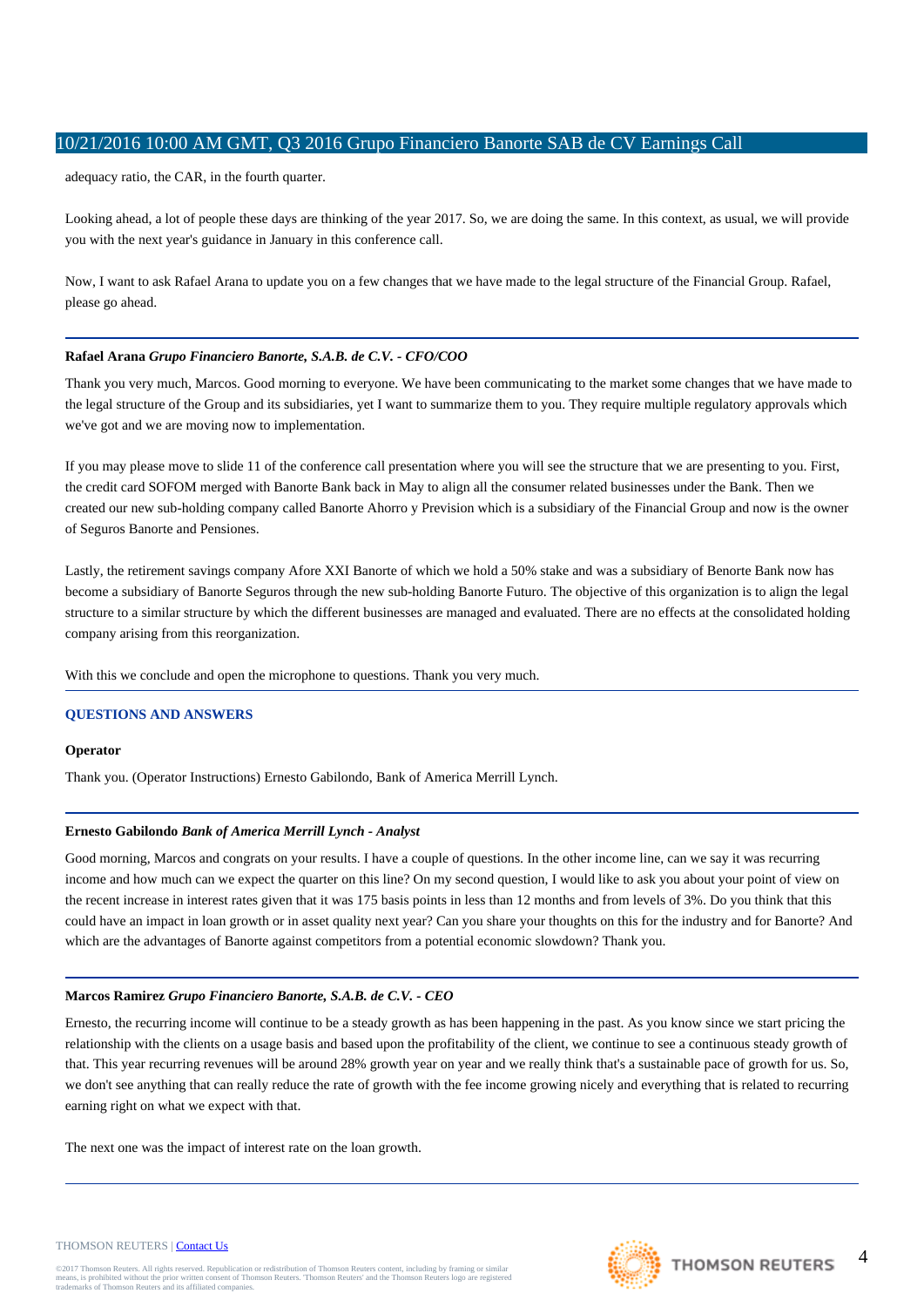adequacy ratio, the CAR, in the fourth quarter.

Looking ahead, a lot of people these days are thinking of the year 2017. So, we are doing the same. In this context, as usual, we will provide you with the next year's guidance in January in this conference call.

Now, I want to ask Rafael Arana to update you on a few changes that we have made to the legal structure of the Financial Group. Rafael, please go ahead.

---

**Rafael Arana** ***Grupo Financiero Banorte, S.A.B. de C.V. - CFO/COO***

Thank you very much, Marcos. Good morning to everyone. We have been communicating to the market some changes that we have made to the legal structure of the Group and its subsidiaries, yet I want to summarize them to you. They require multiple regulatory approvals which we've got and we are moving now to implementation.

If you may please move to slide 11 of the conference call presentation where you will see the structure that we are presenting to you. First, the credit card SOFOM merged with Banorte Bank back in May to align all the consumer related businesses under the Bank. Then we created our new sub-holding company called Banorte Ahorro y Prevision which is a subsidiary of the Financial Group and now is the owner of Seguros Banorte and Pensiones.

Lastly, the retirement savings company Afore XXI Banorte of which we hold a 50% stake and was a subsidiary of Benorte Bank now has become a subsidiary of Banorte Seguros through the new sub-holding Banorte Futuro. The objective of this organization is to align the legal structure to a similar structure by which the different businesses are managed and evaluated. There are no effects at the consolidated holding company arising from this reorganization.

With this we conclude and open the microphone to questions. Thank you very much.

---

## QUESTIONS AND ANSWERS

**Operator**

Thank you. (Operator Instructions) Ernesto Gabilondo, Bank of America Merrill Lynch.

---

**Ernesto Gabilondo** ***Bank of America Merrill Lynch - Analyst***

Good morning, Marcos and congrats on your results. I have a couple of questions. In the other income line, can we say it was recurring income and how much can we expect the quarter on this line? On my second question, I would like to ask you about your point of view on the recent increase in interest rates given that it was 175 basis points in less than 12 months and from levels of 3%. Do you think that this could have an impact in loan growth or in asset quality next year? Can you share your thoughts on this for the industry and for Banorte? And which are the advantages of Banorte against competitors from a potential economic slowdown? Thank you.

---

**Marcos Ramirez** ***Grupo Financiero Banorte, S.A.B. de C.V. - CEO***

Ernesto, the recurring income will continue to be a steady growth as has been happening in the past. As you know since we start pricing the relationship with the clients on a usage basis and based upon the profitability of the client, we continue to see a continuous steady growth of that. This year recurring revenues will be around 28% growth year on year and we really think that's a sustainable pace of growth for us. So, we don't see anything that can really reduce the rate of growth with the fee income growing nicely and everything that is related to recurring earning right on what we expect with that.

The next one was the impact of interest rate on the loan growth.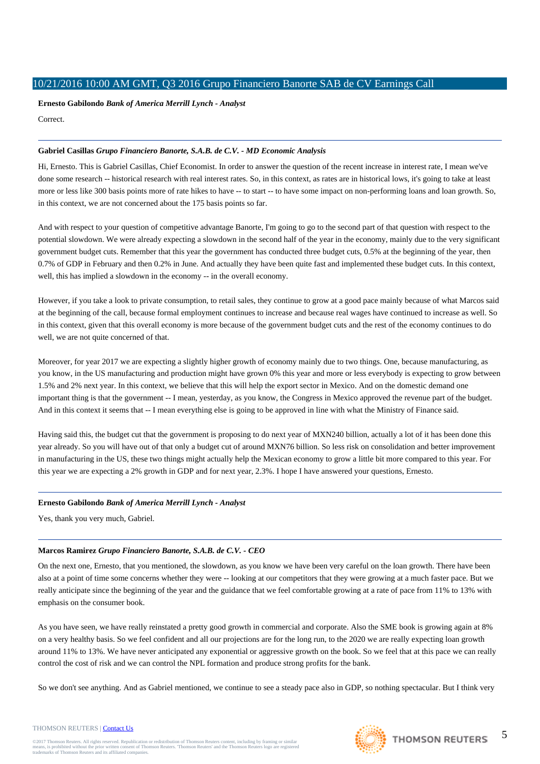**Ernesto Gabilondo** *Bank of America Merrill Lynch - Analyst*

Correct.

---

**Gabriel Casillas** *Grupo Financiero Banorte, S.A.B. de C.V. - MD Economic Analysis*

Hi, Ernesto. This is Gabriel Casillas, Chief Economist. In order to answer the question of the recent increase in interest rate, I mean we've done some research -- historical research with real interest rates. So, in this context, as rates are in historical lows, it's going to take at least more or less like 300 basis points more of rate hikes to have -- to start -- to have some impact on non-performing loans and loan growth. So, in this context, we are not concerned about the 175 basis points so far.

And with respect to your question of competitive advantage Banorte, I'm going to go to the second part of that question with respect to the potential slowdown. We were already expecting a slowdown in the second half of the year in the economy, mainly due to the very significant government budget cuts. Remember that this year the government has conducted three budget cuts, 0.5% at the beginning of the year, then 0.7% of GDP in February and then 0.2% in June. And actually they have been quite fast and implemented these budget cuts. In this context, well, this has implied a slowdown in the economy -- in the overall economy.

However, if you take a look to private consumption, to retail sales, they continue to grow at a good pace mainly because of what Marcos said at the beginning of the call, because formal employment continues to increase and because real wages have continued to increase as well. So in this context, given that this overall economy is more because of the government budget cuts and the rest of the economy continues to do well, we are not quite concerned of that.

Moreover, for year 2017 we are expecting a slightly higher growth of economy mainly due to two things. One, because manufacturing, as you know, in the US manufacturing and production might have grown 0% this year and more or less everybody is expecting to grow between 1.5% and 2% next year. In this context, we believe that this will help the export sector in Mexico. And on the domestic demand one important thing is that the government -- I mean, yesterday, as you know, the Congress in Mexico approved the revenue part of the budget. And in this context it seems that -- I mean everything else is going to be approved in line with what the Ministry of Finance said.

Having said this, the budget cut that the government is proposing to do next year of MXN240 billion, actually a lot of it has been done this year already. So you will have out of that only a budget cut of around MXN76 billion. So less risk on consolidation and better improvement in manufacturing in the US, these two things might actually help the Mexican economy to grow a little bit more compared to this year. For this year we are expecting a 2% growth in GDP and for next year, 2.3%. I hope I have answered your questions, Ernesto.

---

**Ernesto Gabilondo** *Bank of America Merrill Lynch - Analyst*

Yes, thank you very much, Gabriel.

---

**Marcos Ramirez** *Grupo Financiero Banorte, S.A.B. de C.V. - CEO*

On the next one, Ernesto, that you mentioned, the slowdown, as you know we have been very careful on the loan growth. There have been also at a point of time some concerns whether they were -- looking at our competitors that they were growing at a much faster pace. But we really anticipate since the beginning of the year and the guidance that we feel comfortable growing at a rate of pace from 11% to 13% with emphasis on the consumer book.

As you have seen, we have really reinstated a pretty good growth in commercial and corporate. Also the SME book is growing again at 8% on a very healthy basis. So we feel confident and all our projections are for the long run, to the 2020 we are really expecting loan growth around 11% to 13%. We have never anticipated any exponential or aggressive growth on the book. So we feel that at this pace we can really control the cost of risk and we can control the NPL formation and produce strong profits for the bank.

So we don't see anything. And as Gabriel mentioned, we continue to see a steady pace also in GDP, so nothing spectacular. But I think very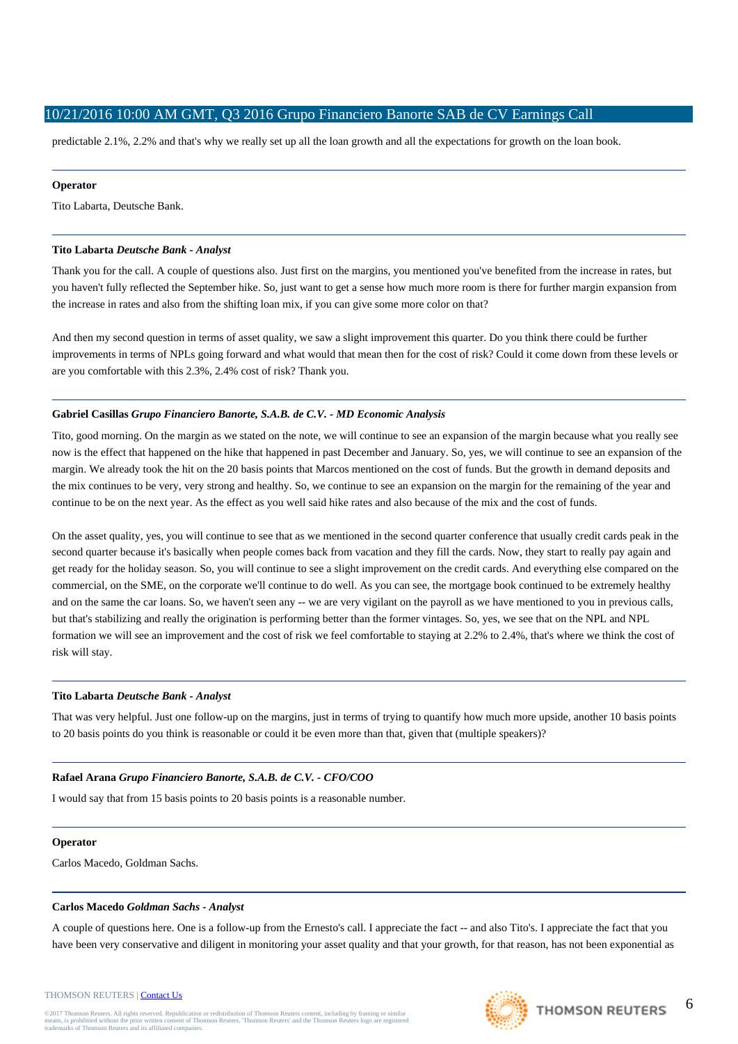predictable 2.1%, 2.2% and that's why we really set up all the loan growth and all the expectations for growth on the loan book.

---

**Operator**

Tito Labarta, Deutsche Bank.

---

**Tito Labarta** *Deutsche Bank - Analyst*

Thank you for the call. A couple of questions also. Just first on the margins, you mentioned you've benefited from the increase in rates, but you haven't fully reflected the September hike. So, just want to get a sense how much more room is there for further margin expansion from the increase in rates and also from the shifting loan mix, if you can give some more color on that?

And then my second question in terms of asset quality, we saw a slight improvement this quarter. Do you think there could be further improvements in terms of NPLs going forward and what would that mean then for the cost of risk? Could it come down from these levels or are you comfortable with this 2.3%, 2.4% cost of risk? Thank you.

---

**Gabriel Casillas** *Grupo Financiero Banorte, S.A.B. de C.V. - MD Economic Analysis*

Tito, good morning. On the margin as we stated on the note, we will continue to see an expansion of the margin because what you really see now is the effect that happened on the hike that happened in past December and January. So, yes, we will continue to see an expansion of the margin. We already took the hit on the 20 basis points that Marcos mentioned on the cost of funds. But the growth in demand deposits and the mix continues to be very, very strong and healthy. So, we continue to see an expansion on the margin for the remaining of the year and continue to be on the next year. As the effect as you well said hike rates and also because of the mix and the cost of funds.

On the asset quality, yes, you will continue to see that as we mentioned in the second quarter conference that usually credit cards peak in the second quarter because it's basically when people comes back from vacation and they fill the cards. Now, they start to really pay again and get ready for the holiday season. So, you will continue to see a slight improvement on the credit cards. And everything else compared on the commercial, on the SME, on the corporate we'll continue to do well. As you can see, the mortgage book continued to be extremely healthy and on the same the car loans. So, we haven't seen any -- we are very vigilant on the payroll as we have mentioned to you in previous calls, but that's stabilizing and really the origination is performing better than the former vintages. So, yes, we see that on the NPL and NPL formation we will see an improvement and the cost of risk we feel comfortable to staying at 2.2% to 2.4%, that's where we think the cost of risk will stay.

---

**Tito Labarta** *Deutsche Bank - Analyst*

That was very helpful. Just one follow-up on the margins, just in terms of trying to quantify how much more upside, another 10 basis points to 20 basis points do you think is reasonable or could it be even more than that, given that (multiple speakers)?

---

**Rafael Arana** *Grupo Financiero Banorte, S.A.B. de C.V. - CFO/COO*

I would say that from 15 basis points to 20 basis points is a reasonable number.

---

**Operator**

Carlos Macedo, Goldman Sachs.

---

**Carlos Macedo** *Goldman Sachs - Analyst*

A couple of questions here. One is a follow-up from the Ernesto's call. I appreciate the fact -- and also Tito's. I appreciate the fact that you have been very conservative and diligent in monitoring your asset quality and that your growth, for that reason, has not been exponential as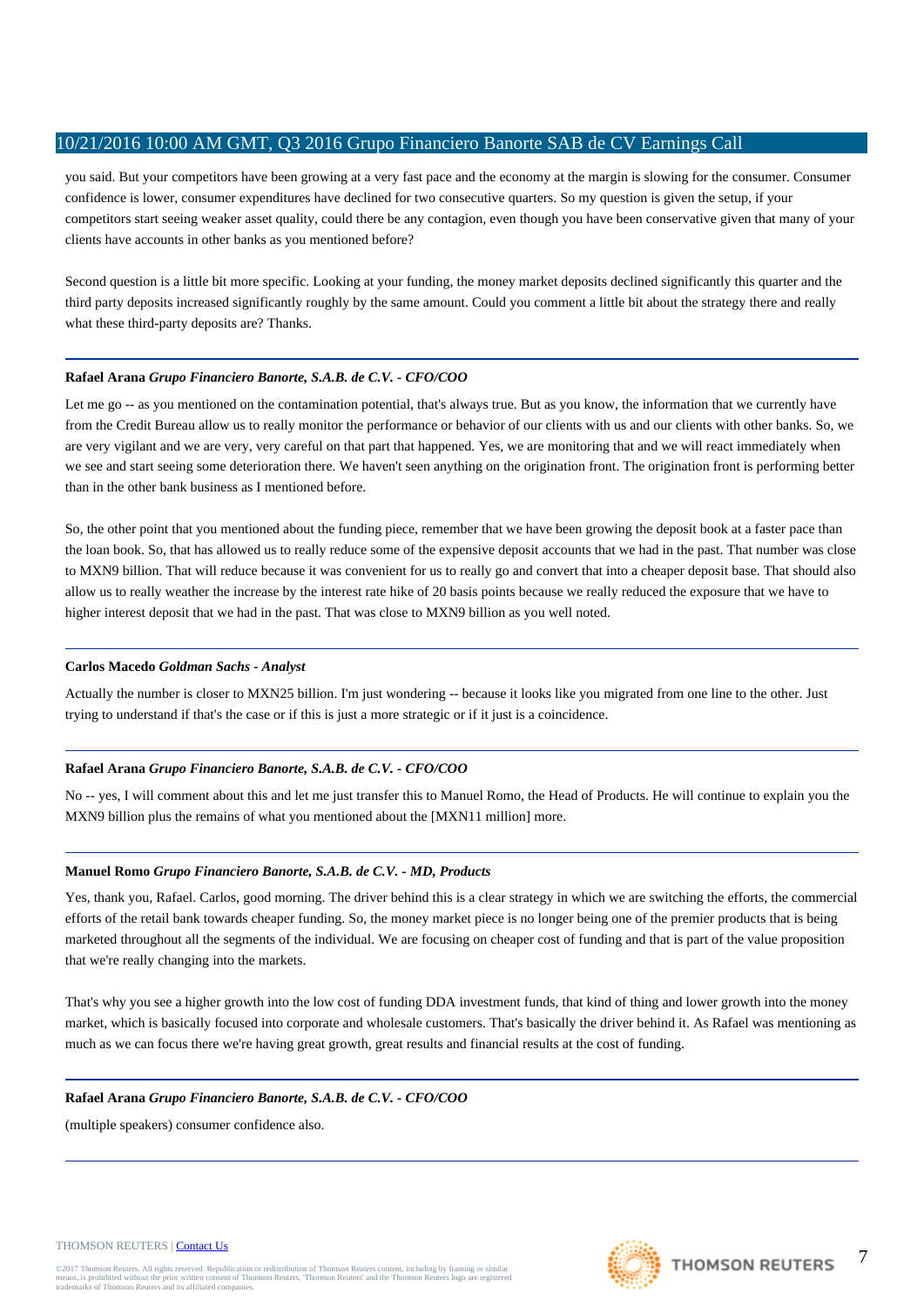you said. But your competitors have been growing at a very fast pace and the economy at the margin is slowing for the consumer. Consumer confidence is lower, consumer expenditures have declined for two consecutive quarters. So my question is given the setup, if your competitors start seeing weaker asset quality, could there be any contagion, even though you have been conservative given that many of your clients have accounts in other banks as you mentioned before?

Second question is a little bit more specific. Looking at your funding, the money market deposits declined significantly this quarter and the third party deposits increased significantly roughly by the same amount. Could you comment a little bit about the strategy there and really what these third-party deposits are? Thanks.

---

**Rafael Arana** *Grupo Financiero Banorte, S.A.B. de C.V. - CFO/COO*

Let me go -- as you mentioned on the contamination potential, that's always true. But as you know, the information that we currently have from the Credit Bureau allow us to really monitor the performance or behavior of our clients with us and our clients with other banks. So, we are very vigilant and we are very, very careful on that part that happened. Yes, we are monitoring that and we will react immediately when we see and start seeing some deterioration there. We haven't seen anything on the origination front. The origination front is performing better than in the other bank business as I mentioned before.

So, the other point that you mentioned about the funding piece, remember that we have been growing the deposit book at a faster pace than the loan book. So, that has allowed us to really reduce some of the expensive deposit accounts that we had in the past. That number was close to MXN9 billion. That will reduce because it was convenient for us to really go and convert that into a cheaper deposit base. That should also allow us to really weather the increase by the interest rate hike of 20 basis points because we really reduced the exposure that we have to higher interest deposit that we had in the past. That was close to MXN9 billion as you well noted.

---

**Carlos Macedo** *Goldman Sachs - Analyst*

Actually the number is closer to MXN25 billion. I'm just wondering -- because it looks like you migrated from one line to the other. Just trying to understand if that's the case or if this is just a more strategic or if it just is a coincidence.

---

**Rafael Arana** *Grupo Financiero Banorte, S.A.B. de C.V. - CFO/COO*

No -- yes, I will comment about this and let me just transfer this to Manuel Romo, the Head of Products. He will continue to explain you the MXN9 billion plus the remains of what you mentioned about the [MXN11 million] more.

---

**Manuel Romo** *Grupo Financiero Banorte, S.A.B. de C.V. - MD, Products*

Yes, thank you, Rafael. Carlos, good morning. The driver behind this is a clear strategy in which we are switching the efforts, the commercial efforts of the retail bank towards cheaper funding. So, the money market piece is no longer being one of the premier products that is being marketed throughout all the segments of the individual. We are focusing on cheaper cost of funding and that is part of the value proposition that we're really changing into the markets.

That's why you see a higher growth into the low cost of funding DDA investment funds, that kind of thing and lower growth into the money market, which is basically focused into corporate and wholesale customers. That's basically the driver behind it. As Rafael was mentioning as much as we can focus there we're having great growth, great results and financial results at the cost of funding.

---

**Rafael Arana** *Grupo Financiero Banorte, S.A.B. de C.V. - CFO/COO*

(multiple speakers) consumer confidence also.

---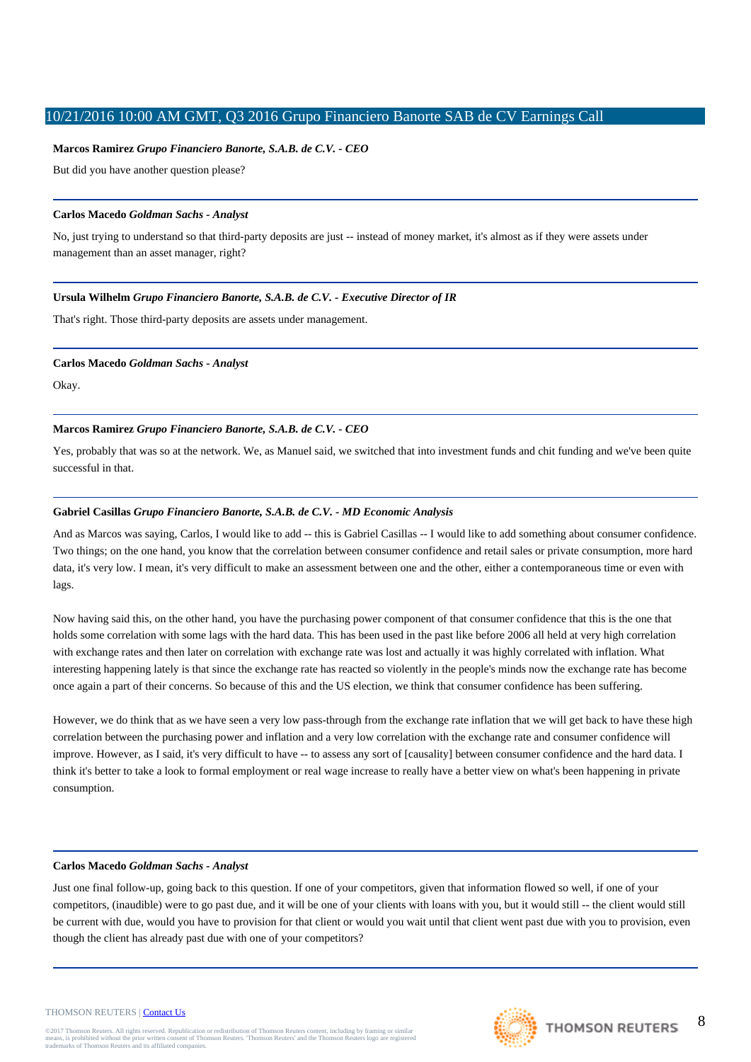**Marcos Ramirez** *Grupo Financiero Banorte, S.A.B. de C.V. - CEO*

But did you have another question please?

---

**Carlos Macedo** *Goldman Sachs - Analyst*

No, just trying to understand so that third-party deposits are just -- instead of money market, it's almost as if they were assets under management than an asset manager, right?

---

**Ursula Wilhelm** *Grupo Financiero Banorte, S.A.B. de C.V. - Executive Director of IR*

That's right. Those third-party deposits are assets under management.

---

**Carlos Macedo** *Goldman Sachs - Analyst*

Okay.

---

**Marcos Ramirez** *Grupo Financiero Banorte, S.A.B. de C.V. - CEO*

Yes, probably that was so at the network. We, as Manuel said, we switched that into investment funds and chit funding and we've been quite successful in that.

---

**Gabriel Casillas** *Grupo Financiero Banorte, S.A.B. de C.V. - MD Economic Analysis*

And as Marcos was saying, Carlos, I would like to add -- this is Gabriel Casillas -- I would like to add something about consumer confidence. Two things; on the one hand, you know that the correlation between consumer confidence and retail sales or private consumption, more hard data, it's very low. I mean, it's very difficult to make an assessment between one and the other, either a contemporaneous time or even with lags.

Now having said this, on the other hand, you have the purchasing power component of that consumer confidence that this is the one that holds some correlation with some lags with the hard data. This has been used in the past like before 2006 all held at very high correlation with exchange rates and then later on correlation with exchange rate was lost and actually it was highly correlated with inflation. What interesting happening lately is that since the exchange rate has reacted so violently in the people's minds now the exchange rate has become once again a part of their concerns. So because of this and the US election, we think that consumer confidence has been suffering.

However, we do think that as we have seen a very low pass-through from the exchange rate inflation that we will get back to have these high correlation between the purchasing power and inflation and a very low correlation with the exchange rate and consumer confidence will improve. However, as I said, it's very difficult to have -- to assess any sort of [causality] between consumer confidence and the hard data. I think it's better to take a look to formal employment or real wage increase to really have a better view on what's been happening in private consumption.

---

**Carlos Macedo** *Goldman Sachs - Analyst*

Just one final follow-up, going back to this question. If one of your competitors, given that information flowed so well, if one of your competitors, (inaudible) were to go past due, and it will be one of your clients with loans with you, but it would still -- the client would still be current with due, would you have to provision for that client or would you wait until that client went past due with you to provision, even though the client has already past due with one of your competitors?

---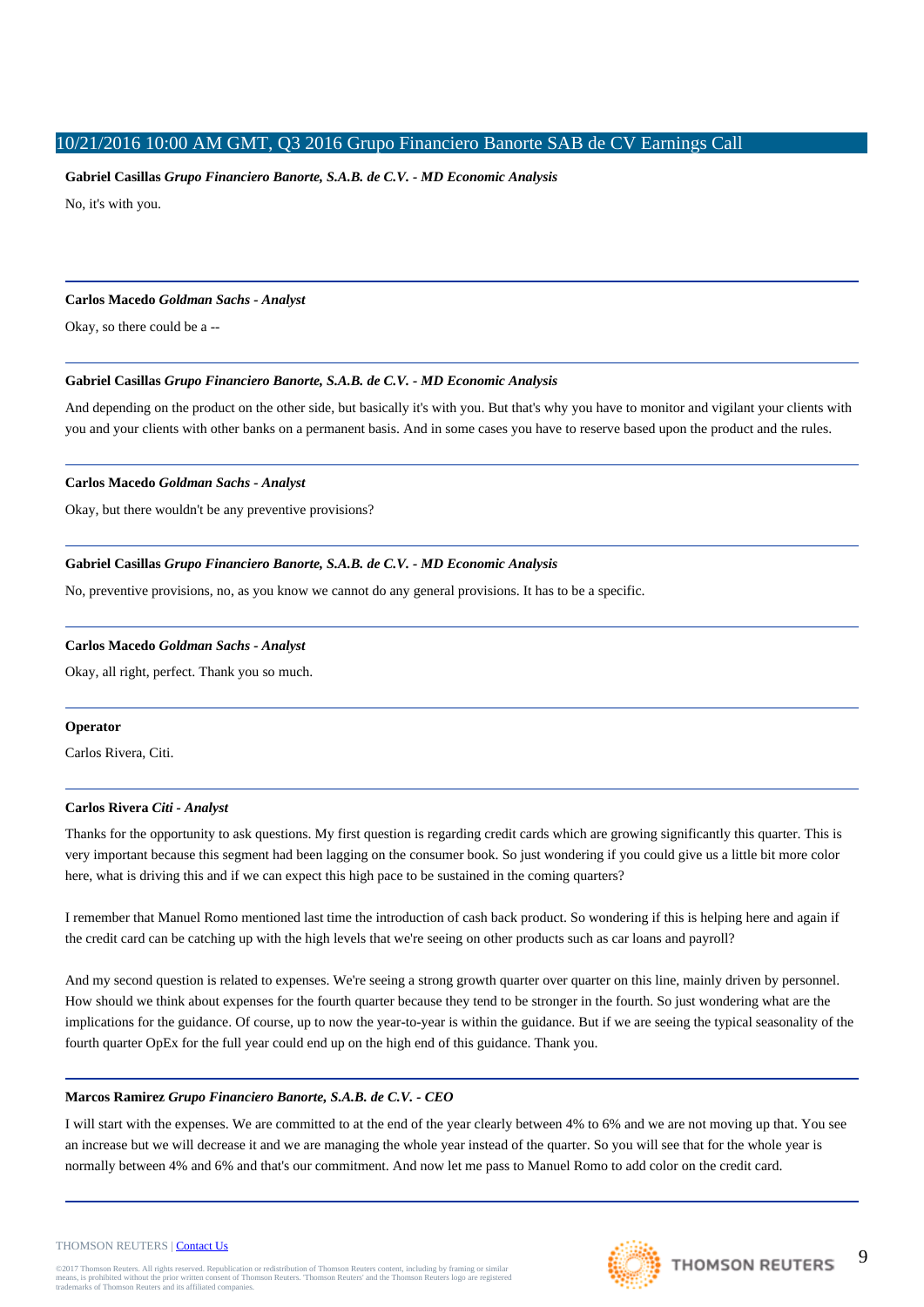**Gabriel Casillas** *Grupo Financiero Banorte, S.A.B. de C.V. - MD Economic Analysis*

No, it's with you.

---

**Carlos Macedo** *Goldman Sachs - Analyst*

Okay, so there could be a --

---

**Gabriel Casillas** *Grupo Financiero Banorte, S.A.B. de C.V. - MD Economic Analysis*

And depending on the product on the other side, but basically it's with you. But that's why you have to monitor and vigilant your clients with you and your clients with other banks on a permanent basis. And in some cases you have to reserve based upon the product and the rules.

---

**Carlos Macedo** *Goldman Sachs - Analyst*

Okay, but there wouldn't be any preventive provisions?

---

**Gabriel Casillas** *Grupo Financiero Banorte, S.A.B. de C.V. - MD Economic Analysis*

No, preventive provisions, no, as you know we cannot do any general provisions. It has to be a specific.

---

**Carlos Macedo** *Goldman Sachs - Analyst*

Okay, all right, perfect. Thank you so much.

---

**Operator**

Carlos Rivera, Citi.

---

**Carlos Rivera** *Citi - Analyst*

Thanks for the opportunity to ask questions. My first question is regarding credit cards which are growing significantly this quarter. This is very important because this segment had been lagging on the consumer book. So just wondering if you could give us a little bit more color here, what is driving this and if we can expect this high pace to be sustained in the coming quarters?

I remember that Manuel Romo mentioned last time the introduction of cash back product. So wondering if this is helping here and again if the credit card can be catching up with the high levels that we're seeing on other products such as car loans and payroll?

And my second question is related to expenses. We're seeing a strong growth quarter over quarter on this line, mainly driven by personnel. How should we think about expenses for the fourth quarter because they tend to be stronger in the fourth. So just wondering what are the implications for the guidance. Of course, up to now the year-to-year is within the guidance. But if we are seeing the typical seasonality of the fourth quarter OpEx for the full year could end up on the high end of this guidance. Thank you.

---

**Marcos Ramirez** *Grupo Financiero Banorte, S.A.B. de C.V. - CEO*

I will start with the expenses. We are committed to at the end of the year clearly between 4% to 6% and we are not moving up that. You see an increase but we will decrease it and we are managing the whole year instead of the quarter. So you will see that for the whole year is normally between 4% and 6% and that's our commitment. And now let me pass to Manuel Romo to add color on the credit card.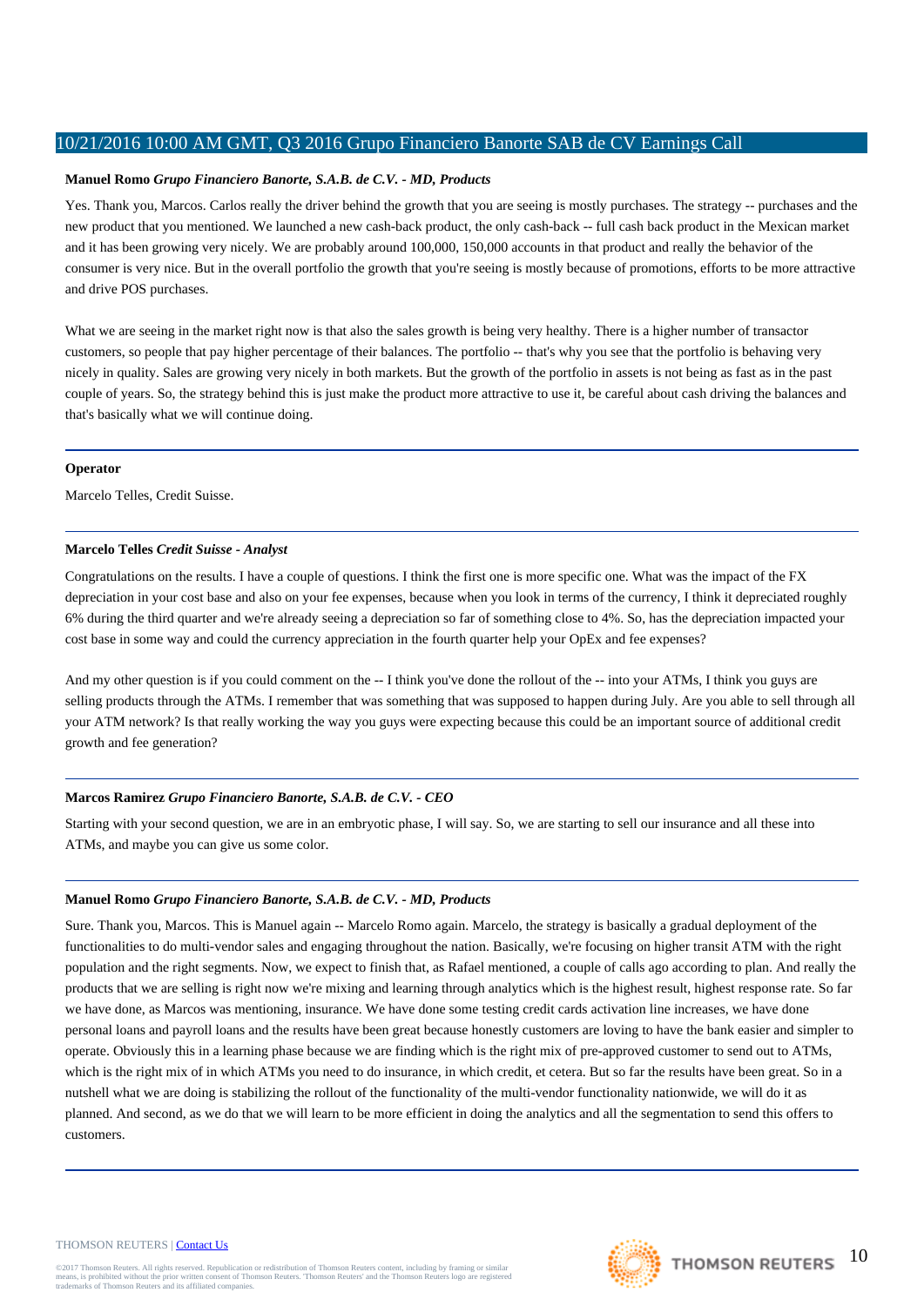**Manuel Romo** *Grupo Financiero Banorte, S.A.B. de C.V. - MD, Products*

Yes. Thank you, Marcos. Carlos really the driver behind the growth that you are seeing is mostly purchases. The strategy -- purchases and the new product that you mentioned. We launched a new cash-back product, the only cash-back -- full cash back product in the Mexican market and it has been growing very nicely. We are probably around 100,000, 150,000 accounts in that product and really the behavior of the consumer is very nice. But in the overall portfolio the growth that you're seeing is mostly because of promotions, efforts to be more attractive and drive POS purchases.

What we are seeing in the market right now is that also the sales growth is being very healthy. There is a higher number of transactor customers, so people that pay higher percentage of their balances. The portfolio -- that's why you see that the portfolio is behaving very nicely in quality. Sales are growing very nicely in both markets. But the growth of the portfolio in assets is not being as fast as in the past couple of years. So, the strategy behind this is just make the product more attractive to use it, be careful about cash driving the balances and that's basically what we will continue doing.

---

**Operator**

Marcelo Telles, Credit Suisse.

---

**Marcelo Telles** *Credit Suisse - Analyst*

Congratulations on the results. I have a couple of questions. I think the first one is more specific one. What was the impact of the FX depreciation in your cost base and also on your fee expenses, because when you look in terms of the currency, I think it depreciated roughly 6% during the third quarter and we're already seeing a depreciation so far of something close to 4%. So, has the depreciation impacted your cost base in some way and could the currency appreciation in the fourth quarter help your OpEx and fee expenses?

And my other question is if you could comment on the -- I think you've done the rollout of the -- into your ATMs, I think you guys are selling products through the ATMs. I remember that was something that was supposed to happen during July. Are you able to sell through all your ATM network? Is that really working the way you guys were expecting because this could be an important source of additional credit growth and fee generation?

---

**Marcos Ramirez** *Grupo Financiero Banorte, S.A.B. de C.V. - CEO*

Starting with your second question, we are in an embryotic phase, I will say. So, we are starting to sell our insurance and all these into ATMs, and maybe you can give us some color.

---

**Manuel Romo** *Grupo Financiero Banorte, S.A.B. de C.V. - MD, Products*

Sure. Thank you, Marcos. This is Manuel again -- Marcelo Romo again. Marcelo, the strategy is basically a gradual deployment of the functionalities to do multi-vendor sales and engaging throughout the nation. Basically, we're focusing on higher transit ATM with the right population and the right segments. Now, we expect to finish that, as Rafael mentioned, a couple of calls ago according to plan. And really the products that we are selling is right now we're mixing and learning through analytics which is the highest result, highest response rate. So far we have done, as Marcos was mentioning, insurance. We have done some testing credit cards activation line increases, we have done personal loans and payroll loans and the results have been great because honestly customers are loving to have the bank easier and simpler to operate. Obviously this in a learning phase because we are finding which is the right mix of pre-approved customer to send out to ATMs, which is the right mix of in which ATMs you need to do insurance, in which credit, et cetera. But so far the results have been great. So in a nutshell what we are doing is stabilizing the rollout of the functionality of the multi-vendor functionality nationwide, we will do it as planned. And second, as we do that we will learn to be more efficient in doing the analytics and all the segmentation to send this offers to customers.

---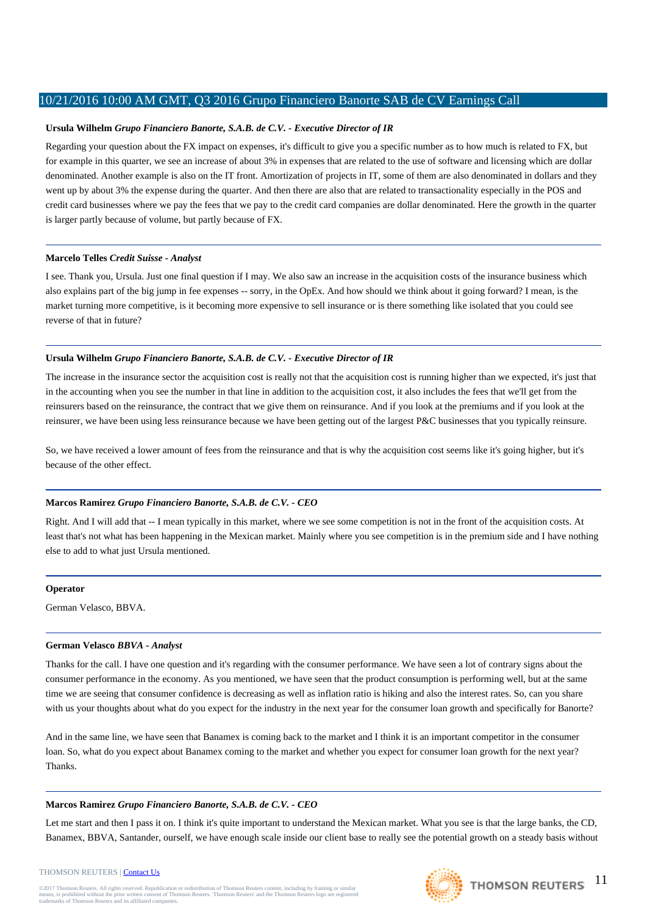**Ursula Wilhelm** *Grupo Financiero Banorte, S.A.B. de C.V. - Executive Director of IR*

Regarding your question about the FX impact on expenses, it's difficult to give you a specific number as to how much is related to FX, but for example in this quarter, we see an increase of about 3% in expenses that are related to the use of software and licensing which are dollar denominated. Another example is also on the IT front. Amortization of projects in IT, some of them are also denominated in dollars and they went up by about 3% the expense during the quarter. And then there are also that are related to transactionality especially in the POS and credit card businesses where we pay the fees that we pay to the credit card companies are dollar denominated. Here the growth in the quarter is larger partly because of volume, but partly because of FX.

---

**Marcelo Telles** *Credit Suisse - Analyst*

I see. Thank you, Ursula. Just one final question if I may. We also saw an increase in the acquisition costs of the insurance business which also explains part of the big jump in fee expenses -- sorry, in the OpEx. And how should we think about it going forward? I mean, is the market turning more competitive, is it becoming more expensive to sell insurance or is there something like isolated that you could see reverse of that in future?

---

**Ursula Wilhelm** *Grupo Financiero Banorte, S.A.B. de C.V. - Executive Director of IR*

The increase in the insurance sector the acquisition cost is really not that the acquisition cost is running higher than we expected, it's just that in the accounting when you see the number in that line in addition to the acquisition cost, it also includes the fees that we'll get from the reinsurers based on the reinsurance, the contract that we give them on reinsurance. And if you look at the premiums and if you look at the reinsurer, we have been using less reinsurance because we have been getting out of the largest P&C businesses that you typically reinsure.

So, we have received a lower amount of fees from the reinsurance and that is why the acquisition cost seems like it's going higher, but it's because of the other effect.

---

**Marcos Ramirez** *Grupo Financiero Banorte, S.A.B. de C.V. - CEO*

Right. And I will add that -- I mean typically in this market, where we see some competition is not in the front of the acquisition costs. At least that's not what has been happening in the Mexican market. Mainly where you see competition is in the premium side and I have nothing else to add to what just Ursula mentioned.

---

**Operator**

German Velasco, BBVA.

---

**German Velasco** *BBVA - Analyst*

Thanks for the call. I have one question and it's regarding with the consumer performance. We have seen a lot of contrary signs about the consumer performance in the economy. As you mentioned, we have seen that the product consumption is performing well, but at the same time we are seeing that consumer confidence is decreasing as well as inflation ratio is hiking and also the interest rates. So, can you share with us your thoughts about what do you expect for the industry in the next year for the consumer loan growth and specifically for Banorte?

And in the same line, we have seen that Banamex is coming back to the market and I think it is an important competitor in the consumer loan. So, what do you expect about Banamex coming to the market and whether you expect for consumer loan growth for the next year? Thanks.

---

**Marcos Ramirez** *Grupo Financiero Banorte, S.A.B. de C.V. - CEO*

Let me start and then I pass it on. I think it's quite important to understand the Mexican market. What you see is that the large banks, the CD, Banamex, BBVA, Santander, ourself, we have enough scale inside our client base to really see the potential growth on a steady basis without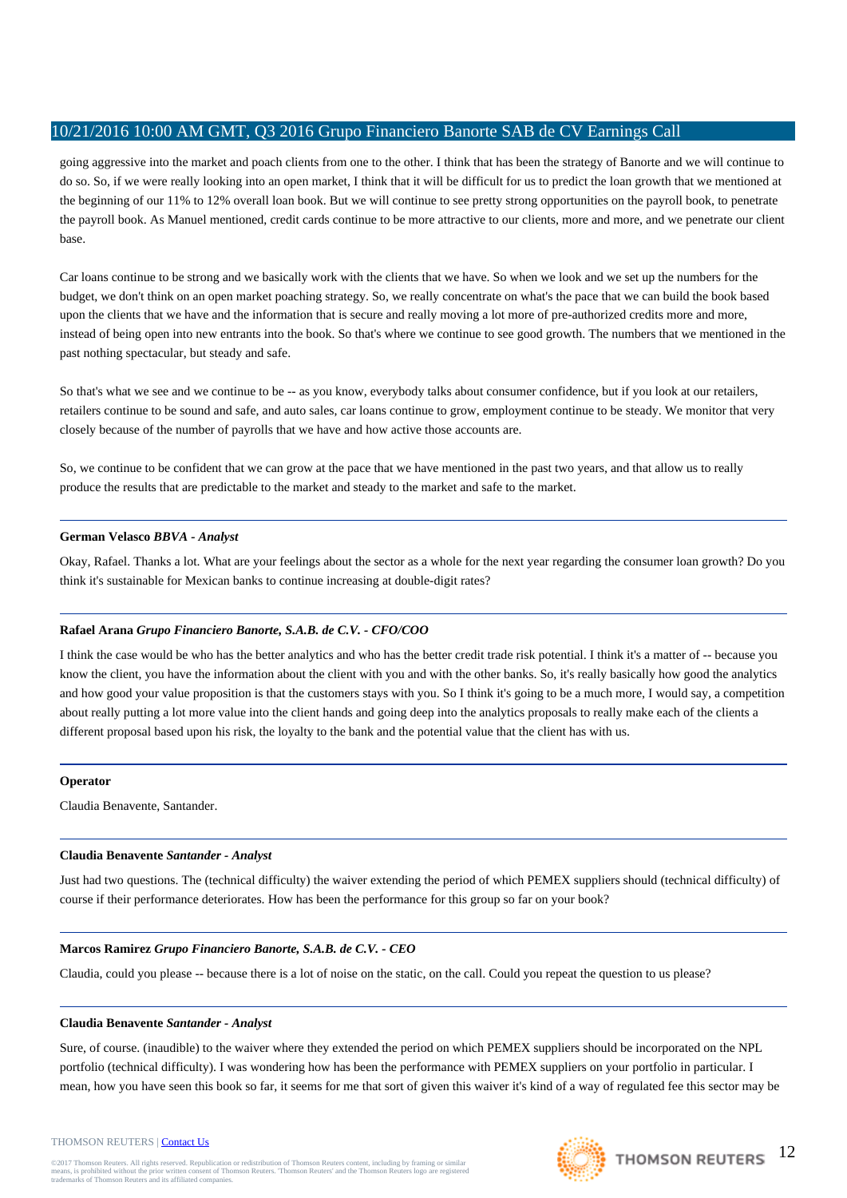going aggressive into the market and poach clients from one to the other. I think that has been the strategy of Banorte and we will continue to do so. So, if we were really looking into an open market, I think that it will be difficult for us to predict the loan growth that we mentioned at the beginning of our 11% to 12% overall loan book. But we will continue to see pretty strong opportunities on the payroll book, to penetrate the payroll book. As Manuel mentioned, credit cards continue to be more attractive to our clients, more and more, and we penetrate our client base.

Car loans continue to be strong and we basically work with the clients that we have. So when we look and we set up the numbers for the budget, we don't think on an open market poaching strategy. So, we really concentrate on what's the pace that we can build the book based upon the clients that we have and the information that is secure and really moving a lot more of pre-authorized credits more and more, instead of being open into new entrants into the book. So that's where we continue to see good growth. The numbers that we mentioned in the past nothing spectacular, but steady and safe.

So that's what we see and we continue to be -- as you know, everybody talks about consumer confidence, but if you look at our retailers, retailers continue to be sound and safe, and auto sales, car loans continue to grow, employment continue to be steady. We monitor that very closely because of the number of payrolls that we have and how active those accounts are.

So, we continue to be confident that we can grow at the pace that we have mentioned in the past two years, and that allow us to really produce the results that are predictable to the market and steady to the market and safe to the market.

---

**German Velasco** *BBVA - Analyst*

Okay, Rafael. Thanks a lot. What are your feelings about the sector as a whole for the next year regarding the consumer loan growth? Do you think it's sustainable for Mexican banks to continue increasing at double-digit rates?

---

**Rafael Arana** *Grupo Financiero Banorte, S.A.B. de C.V. - CFO/COO*

I think the case would be who has the better analytics and who has the better credit trade risk potential. I think it's a matter of -- because you know the client, you have the information about the client with you and with the other banks. So, it's really basically how good the analytics and how good your value proposition is that the customers stays with you. So I think it's going to be a much more, I would say, a competition about really putting a lot more value into the client hands and going deep into the analytics proposals to really make each of the clients a different proposal based upon his risk, the loyalty to the bank and the potential value that the client has with us.

---

**Operator**

Claudia Benavente, Santander.

---

**Claudia Benavente** *Santander - Analyst*

Just had two questions. The (technical difficulty) the waiver extending the period of which PEMEX suppliers should (technical difficulty) of course if their performance deteriorates. How has been the performance for this group so far on your book?

---

**Marcos Ramirez** *Grupo Financiero Banorte, S.A.B. de C.V. - CEO*

Claudia, could you please -- because there is a lot of noise on the static, on the call. Could you repeat the question to us please?

---

**Claudia Benavente** *Santander - Analyst*

Sure, of course. (inaudible) to the waiver where they extended the period on which PEMEX suppliers should be incorporated on the NPL portfolio (technical difficulty). I was wondering how has been the performance with PEMEX suppliers on your portfolio in particular. I mean, how you have seen this book so far, it seems for me that sort of given this waiver it's kind of a way of regulated fee this sector may be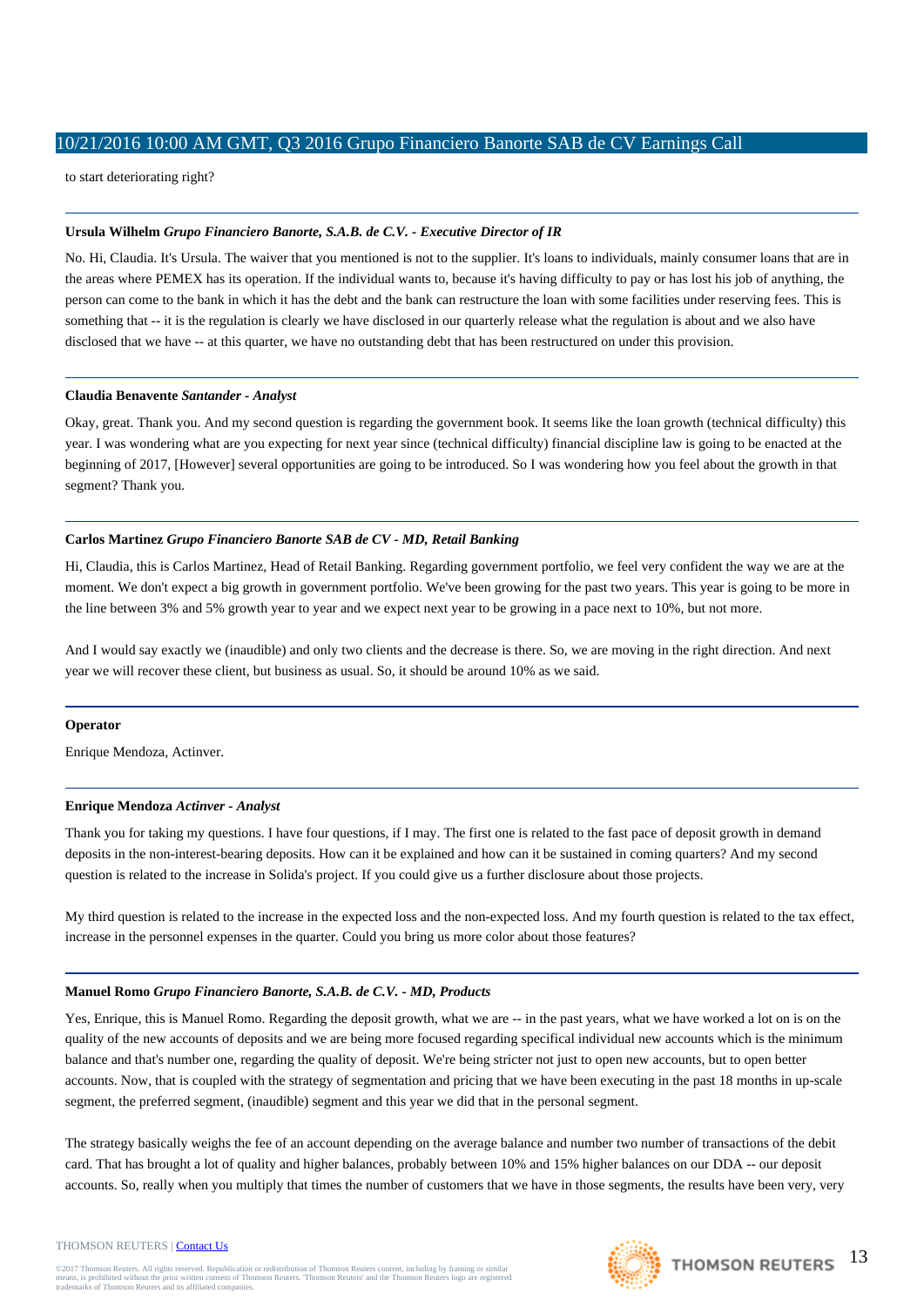to start deteriorating right?

---

**Ursula Wilhelm** *Grupo Financiero Banorte, S.A.B. de C.V. - Executive Director of IR*

No. Hi, Claudia. It's Ursula. The waiver that you mentioned is not to the supplier. It's loans to individuals, mainly consumer loans that are in the areas where PEMEX has its operation. If the individual wants to, because it's having difficulty to pay or has lost his job of anything, the person can come to the bank in which it has the debt and the bank can restructure the loan with some facilities under reserving fees. This is something that -- it is the regulation is clearly we have disclosed in our quarterly release what the regulation is about and we also have disclosed that we have -- at this quarter, we have no outstanding debt that has been restructured on under this provision.

---

**Claudia Benavente** *Santander - Analyst*

Okay, great. Thank you. And my second question is regarding the government book. It seems like the loan growth (technical difficulty) this year. I was wondering what are you expecting for next year since (technical difficulty) financial discipline law is going to be enacted at the beginning of 2017, [However] several opportunities are going to be introduced. So I was wondering how you feel about the growth in that segment? Thank you.

---

**Carlos Martinez** *Grupo Financiero Banorte SAB de CV - MD, Retail Banking*

Hi, Claudia, this is Carlos Martinez, Head of Retail Banking. Regarding government portfolio, we feel very confident the way we are at the moment. We don't expect a big growth in government portfolio. We've been growing for the past two years. This year is going to be more in the line between 3% and 5% growth year to year and we expect next year to be growing in a pace next to 10%, but not more.

And I would say exactly we (inaudible) and only two clients and the decrease is there. So, we are moving in the right direction. And next year we will recover these client, but business as usual. So, it should be around 10% as we said.

---

**Operator**

Enrique Mendoza, Actinver.

---

**Enrique Mendoza** *Actinver - Analyst*

Thank you for taking my questions. I have four questions, if I may. The first one is related to the fast pace of deposit growth in demand deposits in the non-interest-bearing deposits. How can it be explained and how can it be sustained in coming quarters? And my second question is related to the increase in Solida's project. If you could give us a further disclosure about those projects.

My third question is related to the increase in the expected loss and the non-expected loss. And my fourth question is related to the tax effect, increase in the personnel expenses in the quarter. Could you bring us more color about those features?

---

**Manuel Romo** *Grupo Financiero Banorte, S.A.B. de C.V. - MD, Products*

Yes, Enrique, this is Manuel Romo. Regarding the deposit growth, what we are -- in the past years, what we have worked a lot on is on the quality of the new accounts of deposits and we are being more focused regarding specifical individual new accounts which is the minimum balance and that's number one, regarding the quality of deposit. We're being stricter not just to open new accounts, but to open better accounts. Now, that is coupled with the strategy of segmentation and pricing that we have been executing in the past 18 months in up-scale segment, the preferred segment, (inaudible) segment and this year we did that in the personal segment.

The strategy basically weighs the fee of an account depending on the average balance and number two number of transactions of the debit card. That has brought a lot of quality and higher balances, probably between 10% and 15% higher balances on our DDA -- our deposit accounts. So, really when you multiply that times the number of customers that we have in those segments, the results have been very, very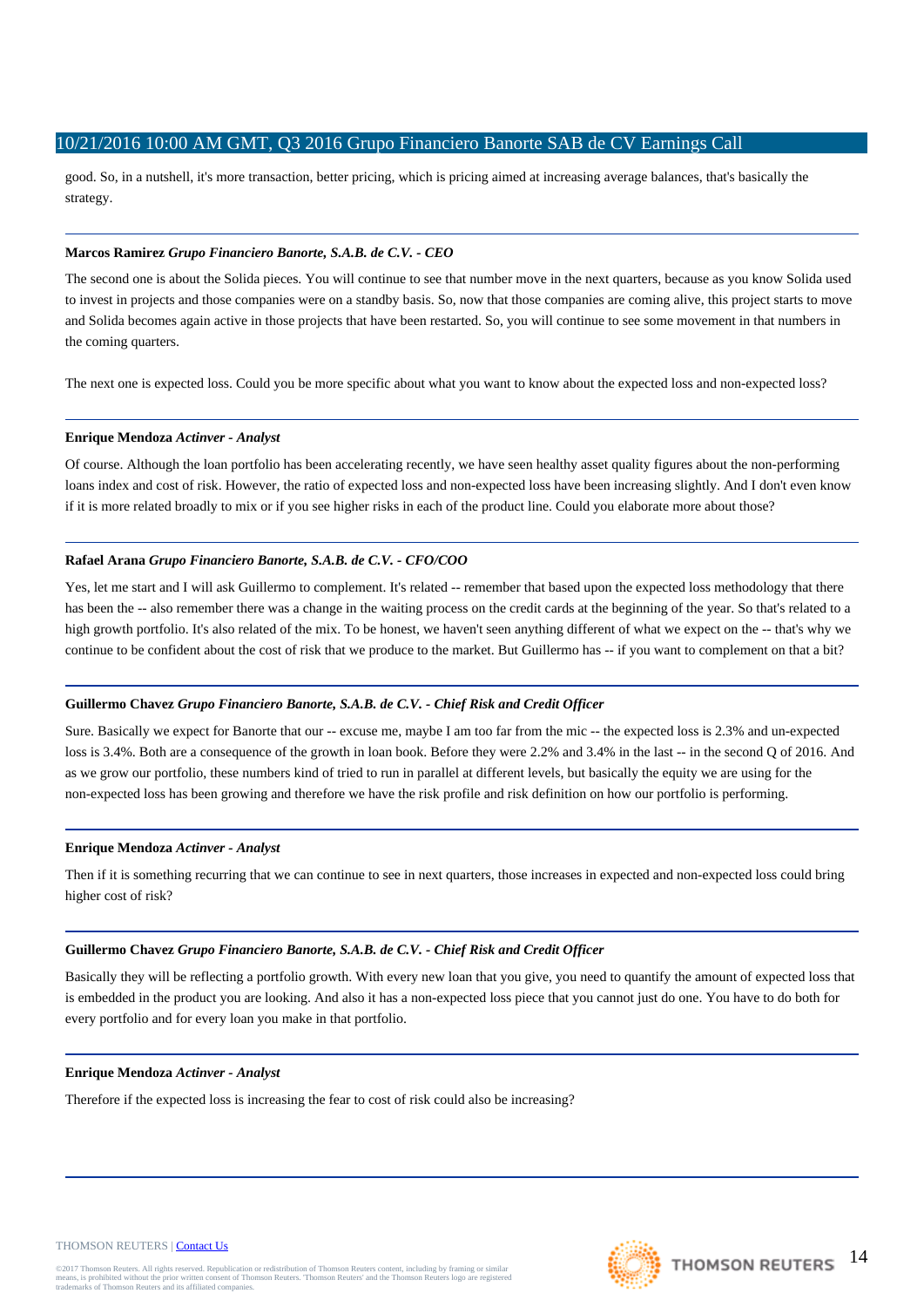good. So, in a nutshell, it's more transaction, better pricing, which is pricing aimed at increasing average balances, that's basically the strategy.

---

**Marcos Ramirez** *Grupo Financiero Banorte, S.A.B. de C.V. - CEO*

The second one is about the Solida pieces. You will continue to see that number move in the next quarters, because as you know Solida used to invest in projects and those companies were on a standby basis. So, now that those companies are coming alive, this project starts to move and Solida becomes again active in those projects that have been restarted. So, you will continue to see some movement in that numbers in the coming quarters.

The next one is expected loss. Could you be more specific about what you want to know about the expected loss and non-expected loss?

---

**Enrique Mendoza** *Actinver - Analyst*

Of course. Although the loan portfolio has been accelerating recently, we have seen healthy asset quality figures about the non-performing loans index and cost of risk. However, the ratio of expected loss and non-expected loss have been increasing slightly. And I don't even know if it is more related broadly to mix or if you see higher risks in each of the product line. Could you elaborate more about those?

---

**Rafael Arana** *Grupo Financiero Banorte, S.A.B. de C.V. - CFO/COO*

Yes, let me start and I will ask Guillermo to complement. It's related -- remember that based upon the expected loss methodology that there has been the -- also remember there was a change in the waiting process on the credit cards at the beginning of the year. So that's related to a high growth portfolio. It's also related of the mix. To be honest, we haven't seen anything different of what we expect on the -- that's why we continue to be confident about the cost of risk that we produce to the market. But Guillermo has -- if you want to complement on that a bit?

---

**Guillermo Chavez** *Grupo Financiero Banorte, S.A.B. de C.V. - Chief Risk and Credit Officer*

Sure. Basically we expect for Banorte that our -- excuse me, maybe I am too far from the mic -- the expected loss is 2.3% and un-expected loss is 3.4%. Both are a consequence of the growth in loan book. Before they were 2.2% and 3.4% in the last -- in the second Q of 2016. And as we grow our portfolio, these numbers kind of tried to run in parallel at different levels, but basically the equity we are using for the non-expected loss has been growing and therefore we have the risk profile and risk definition on how our portfolio is performing.

---

**Enrique Mendoza** *Actinver - Analyst*

Then if it is something recurring that we can continue to see in next quarters, those increases in expected and non-expected loss could bring higher cost of risk?

---

**Guillermo Chavez** *Grupo Financiero Banorte, S.A.B. de C.V. - Chief Risk and Credit Officer*

Basically they will be reflecting a portfolio growth. With every new loan that you give, you need to quantify the amount of expected loss that is embedded in the product you are looking. And also it has a non-expected loss piece that you cannot just do one. You have to do both for every portfolio and for every loan you make in that portfolio.

---

**Enrique Mendoza** *Actinver - Analyst*

Therefore if the expected loss is increasing the fear to cost of risk could also be increasing?

---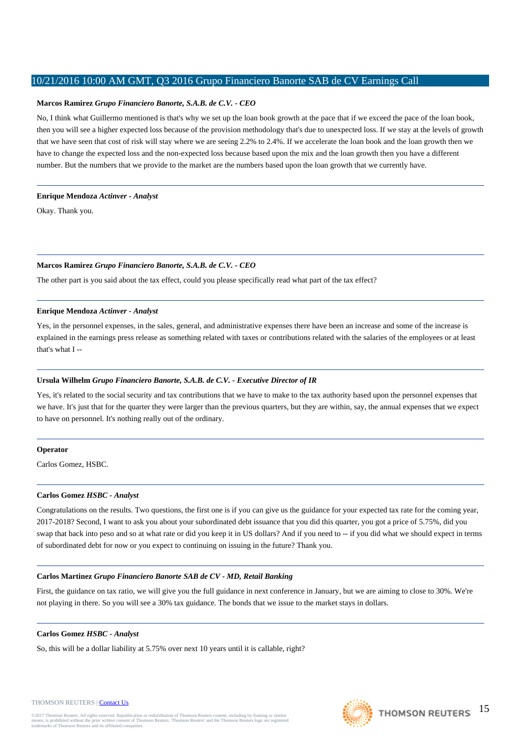**Marcos Ramirez** ***Grupo Financiero Banorte, S.A.B. de C.V. - CEO***

No, I think what Guillermo mentioned is that's why we set up the loan book growth at the pace that if we exceed the pace of the loan book, then you will see a higher expected loss because of the provision methodology that's due to unexpected loss. If we stay at the levels of growth that we have seen that cost of risk will stay where we are seeing 2.2% to 2.4%. If we accelerate the loan book and the loan growth then we have to change the expected loss and the non-expected loss because based upon the mix and the loan growth then you have a different number. But the numbers that we provide to the market are the numbers based upon the loan growth that we currently have.

---

**Enrique Mendoza** ***Actinver - Analyst***

Okay. Thank you.

---

**Marcos Ramirez** ***Grupo Financiero Banorte, S.A.B. de C.V. - CEO***

The other part is you said about the tax effect, could you please specifically read what part of the tax effect?

---

**Enrique Mendoza** ***Actinver - Analyst***

Yes, in the personnel expenses, in the sales, general, and administrative expenses there have been an increase and some of the increase is explained in the earnings press release as something related with taxes or contributions related with the salaries of the employees or at least that's what I --

---

**Ursula Wilhelm** ***Grupo Financiero Banorte, S.A.B. de C.V. - Executive Director of IR***

Yes, it's related to the social security and tax contributions that we have to make to the tax authority based upon the personnel expenses that we have. It's just that for the quarter they were larger than the previous quarters, but they are within, say, the annual expenses that we expect to have on personnel. It's nothing really out of the ordinary.

---

**Operator**

Carlos Gomez, HSBC.

---

**Carlos Gomez** ***HSBC - Analyst***

Congratulations on the results. Two questions, the first one is if you can give us the guidance for your expected tax rate for the coming year, 2017-2018? Second, I want to ask you about your subordinated debt issuance that you did this quarter, you got a price of 5.75%, did you swap that back into peso and so at what rate or did you keep it in US dollars? And if you need to -- if you did what we should expect in terms of subordinated debt for now or you expect to continuing on issuing in the future? Thank you.

---

**Carlos Martinez** ***Grupo Financiero Banorte SAB de CV - MD, Retail Banking***

First, the guidance on tax ratio, we will give you the full guidance in next conference in January, but we are aiming to close to 30%. We're not playing in there. So you will see a 30% tax guidance. The bonds that we issue to the market stays in dollars.

---

**Carlos Gomez** ***HSBC - Analyst***

So, this will be a dollar liability at 5.75% over next 10 years until it is callable, right?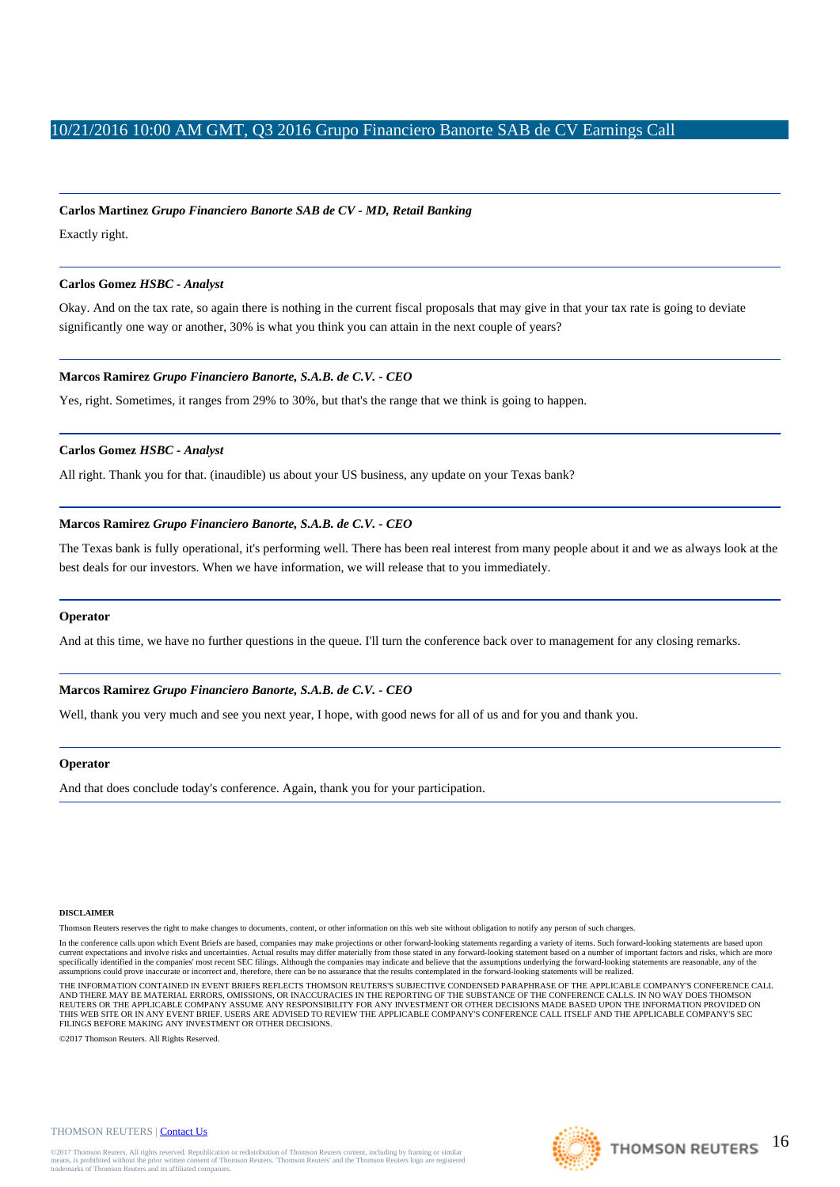**Carlos Martinez** ***Grupo Financiero Banorte SAB de CV - MD, Retail Banking***

Exactly right.

---

**Carlos Gomez** ***HSBC - Analyst***

Okay. And on the tax rate, so again there is nothing in the current fiscal proposals that may give in that your tax rate is going to deviate significantly one way or another, 30% is what you think you can attain in the next couple of years?

---

**Marcos Ramirez** ***Grupo Financiero Banorte, S.A.B. de C.V. - CEO***

Yes, right. Sometimes, it ranges from 29% to 30%, but that's the range that we think is going to happen.

---

**Carlos Gomez** ***HSBC - Analyst***

All right. Thank you for that. (inaudible) us about your US business, any update on your Texas bank?

---

**Marcos Ramirez** ***Grupo Financiero Banorte, S.A.B. de C.V. - CEO***

The Texas bank is fully operational, it's performing well. There has been real interest from many people about it and we as always look at the best deals for our investors. When we have information, we will release that to you immediately.

---

**Operator**

And at this time, we have no further questions in the queue. I'll turn the conference back over to management for any closing remarks.

---

**Marcos Ramirez** ***Grupo Financiero Banorte, S.A.B. de C.V. - CEO***

Well, thank you very much and see you next year, I hope, with good news for all of us and for you and thank you.

---

**Operator**

And that does conclude today's conference. Again, thank you for your participation.

---

**DISCLAIMER**

Thomson Reuters reserves the right to make changes to documents, content, or other information on this web site without obligation to notify any person of such changes.

In the conference calls upon which Event Briefs are based, companies may make projections or other forward-looking statements regarding a variety of items. Such forward-looking statements are based upon current expectations and involve risks and uncertainties. Actual results may differ materially from those stated in any forward-looking statement based on a number of important factors and risks, which are more specifically identified in the companies' most recent SEC filings. Although the companies may indicate and believe that the assumptions underlying the forward-looking statements are reasonable, any of the assumptions could prove inaccurate or incorrect and, therefore, there can be no assurance that the results contemplated in the forward-looking statements will be realized.

THE INFORMATION CONTAINED IN EVENT BRIEFS REFLECTS THOMSON REUTERS'S SUBJECTIVE CONDENSED PARAPHRASE OF THE APPLICABLE COMPANY'S CONFERENCE CALL AND THERE MAY BE MATERIAL ERRORS, OMISSIONS, OR INACCURACIES IN THE REPORTING OF THE SUBSTANCE OF THE CONFERENCE CALLS. IN NO WAY DOES THOMSON REUTERS OR THE APPLICABLE COMPANY ASSUME ANY RESPONSIBILITY FOR ANY INVESTMENT OR OTHER DECISIONS MADE BASED UPON THE INFORMATION PROVIDED ON THIS WEB SITE OR IN ANY EVENT BRIEF. USERS ARE ADVISED TO REVIEW THE APPLICABLE COMPANY'S CONFERENCE CALL ITSELF AND THE APPLICABLE COMPANY'S SEC FILINGS BEFORE MAKING ANY INVESTMENT OR OTHER DECISIONS.

©2017 Thomson Reuters. All Rights Reserved.